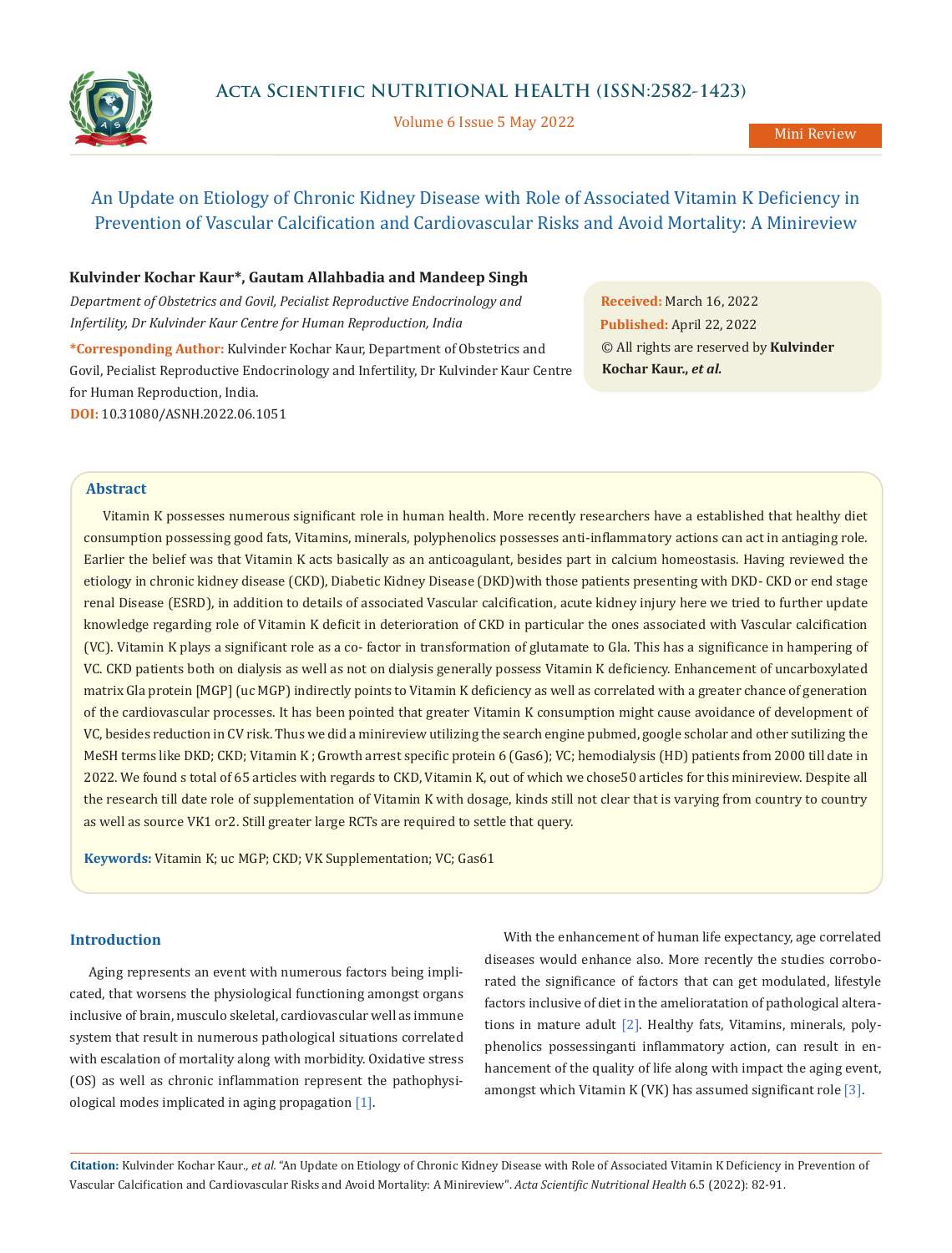Mini Review

# An Update on Etiology of Chronic Kidney Disease with Role of Associated Vitamin K Deficiency in Prevention of Vascular Calcification and Cardiovascular Risks and Avoid Mortality: A Minireview

**Kulvinder Kochar Kaur*, Gautam Allahbadia and Mandeep Singh**

*Department of Obstetrics and Govil, Pecialist Reproductive Endocrinology and Infertility, Dr Kulvinder Kaur Centre for Human Reproduction, India*

**\*Corresponding Author:** Kulvinder Kochar Kaur, Department of Obstetrics and Govil, Pecialist Reproductive Endocrinology and Infertility, Dr Kulvinder Kaur Centre for Human Reproduction, India.

**DOI:** 10.31080/ASNH.2022.06.1051

**Received:** March 16, 2022
**Published:** April 22, 2022
© All rights are reserved by **Kulvinder Kochar Kaur.,** ***et al.***

## Abstract

Vitamin K possesses numerous significant role in human health. More recently researchers have a established that healthy diet consumption possessing good fats, Vitamins, minerals, polyphenolics possesses anti-inflammatory actions can act in antiaging role. Earlier the belief was that Vitamin K acts basically as an anticoagulant, besides part in calcium homeostasis. Having reviewed the etiology in chronic kidney disease (CKD), Diabetic Kidney Disease (DKD)with those patients presenting with DKD- CKD or end stage renal Disease (ESRD), in addition to details of associated Vascular calcification, acute kidney injury here we tried to further update knowledge regarding role of Vitamin K deficit in deterioration of CKD in particular the ones associated with Vascular calcification (VC). Vitamin K plays a significant role as a co- factor in transformation of glutamate to Gla. This has a significance in hampering of VC. CKD patients both on dialysis as well as not on dialysis generally possess Vitamin K deficiency. Enhancement of uncarboxylated matrix Gla protein [MGP] (uc MGP) indirectly points to Vitamin K deficiency as well as correlated with a greater chance of generation of the cardiovascular processes. It has been pointed that greater Vitamin K consumption might cause avoidance of development of VC, besides reduction in CV risk. Thus we did a minireview utilizing the search engine pubmed, google scholar and other sutilizing the MeSH terms like DKD; CKD; Vitamin K ; Growth arrest specific protein 6 (Gas6); VC; hemodialysis (HD) patients from 2000 till date in 2022. We found s total of 65 articles with regards to CKD, Vitamin K, out of which we chose50 articles for this minireview. Despite all the research till date role of supplementation of Vitamin K with dosage, kinds still not clear that is varying from country to country as well as source VK1 or2. Still greater large RCTs are required to settle that query.

**Keywords:** Vitamin K; uc MGP; CKD; VK Supplementation; VC; Gas61

## Introduction

Aging represents an event with numerous factors being implicated, that worsens the physiological functioning amongst organs inclusive of brain, musculo skeletal, cardiovascular well as immune system that result in numerous pathological situations correlated with escalation of mortality along with morbidity. Oxidative stress (OS) as well as chronic inflammation represent the pathophysiological modes implicated in aging propagation [1].

With the enhancement of human life expectancy, age correlated diseases would enhance also. More recently the studies corroborated the significance of factors that can get modulated, lifestyle factors inclusive of diet in the amelioratation of pathological alterations in mature adult [2]. Healthy fats, Vitamins, minerals, polyphenolics possessinganti inflammatory action, can result in enhancement of the quality of life along with impact the aging event, amongst which Vitamin K (VK) has assumed significant role [3].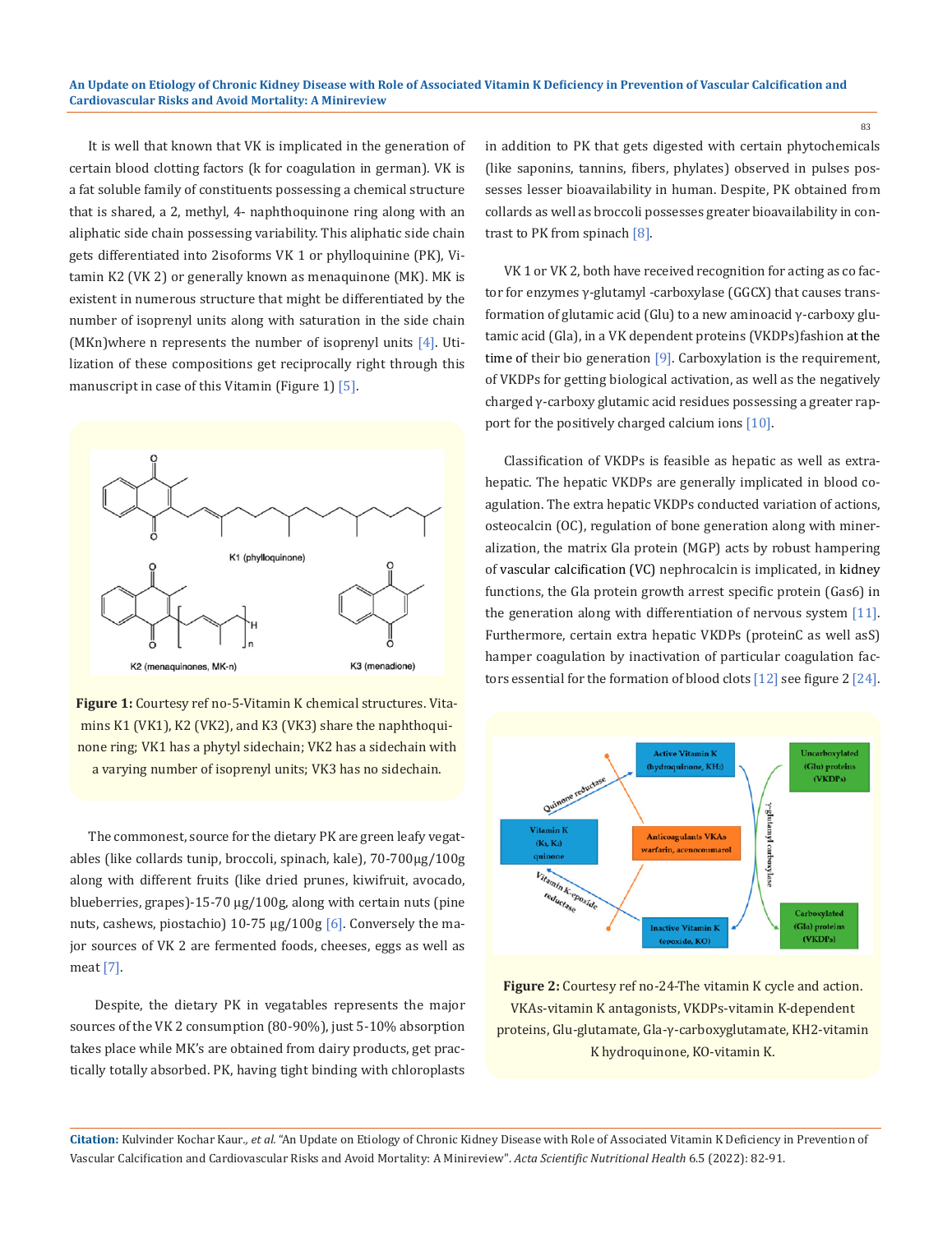It is well that known that VK is implicated in the generation of certain blood clotting factors (k for coagulation in german). VK is a fat soluble family of constituents possessing a chemical structure that is shared, a 2, methyl, 4- naphthoquinone ring along with an aliphatic side chain possessing variability. This aliphatic side chain gets differentiated into 2isoforms VK 1 or phylloquinine (PK), Vitamin K2 (VK 2) or generally known as menaquinone (MK). MK is existent in numerous structure that might be differentiated by the number of isoprenyl units along with saturation in the side chain (MKn)where n represents the number of isoprenyl units [4]. Utilization of these compositions get reciprocally right through this manuscript in case of this Vitamin (Figure 1) [5].

**Figure 1:** Courtesy ref no-5-Vitamin K chemical structures. Vitamins K1 (VK1), K2 (VK2), and K3 (VK3) share the naphthoquinone ring; VK1 has a phytyl sidechain; VK2 has a sidechain with a varying number of isoprenyl units; VK3 has no sidechain.

The commonest, source for the dietary PK are green leafy vegetables (like collards tunip, broccoli, spinach, kale), 70-700µg/100g along with certain fruits (like dried prunes, kiwifruit, avocado, blueberries, grapes)-15-70 µg/100g, along with certain nuts (pine nuts, cashews, piostachio) 10-75 µg/100g [6]. Conversely the major sources of VK 2 are fermented foods, cheeses, eggs as well as meat [7].

Despite, the dietary PK in vegatables represents the major sources of the VK 2 consumption (80-90%), just 5-10% absorption takes place while MK's are obtained from dairy products, get practically totally absorbed. PK, having tight binding with chloroplasts in addition to PK that gets digested with certain phytochemicals (like saponins, tannins, fibers, phylates) observed in pulses possesses lesser bioavailability in human. Despite, PK obtained from collards as well as broccoli possesses greater bioavailability in contrast to PK from spinach [8].

VK 1 or VK 2, both have received recognition for acting as co factor for enzymes γ-glutamyl -carboxylase (GGCX) that causes transformation of glutamic acid (Glu) to a new aminoacid γ-carboxy glutamic acid (Gla), in a VK dependent proteins (VKDPs)fashion at the time of their bio generation [9]. Carboxylation is the requirement, of VKDPs for getting biological activation, as well as the negatively charged γ-carboxy glutamic acid residues possessing a greater rapport for the positively charged calcium ions [10].

Classification of VKDPs is feasible as hepatic as well as extrahepatic. The hepatic VKDPs are generally implicated in blood coagulation. The extra hepatic VKDPs conducted variation of actions, osteocalcin (OC), regulation of bone generation along with mineralization, the matrix Gla protein (MGP) acts by robust hampering of vascular calcification (VC) nephrocalcin is implicated, in kidney functions, the Gla protein growth arrest specific protein (Gas6) in the generation along with differentiation of nervous system [11]. Furthermore, certain extra hepatic VKDPs (proteinC as well asS) hamper coagulation by inactivation of particular coagulation factors essential for the formation of blood clots [12] see figure 2 [24].

**Figure 2:** Courtesy ref no-24-The vitamin K cycle and action. VKAs-vitamin K antagonists, VKDPs-vitamin K-dependent proteins, Glu-glutamate, Gla-γ-carboxyglutamate, KH2-vitamin K hydroquinone, KO-vitamin K.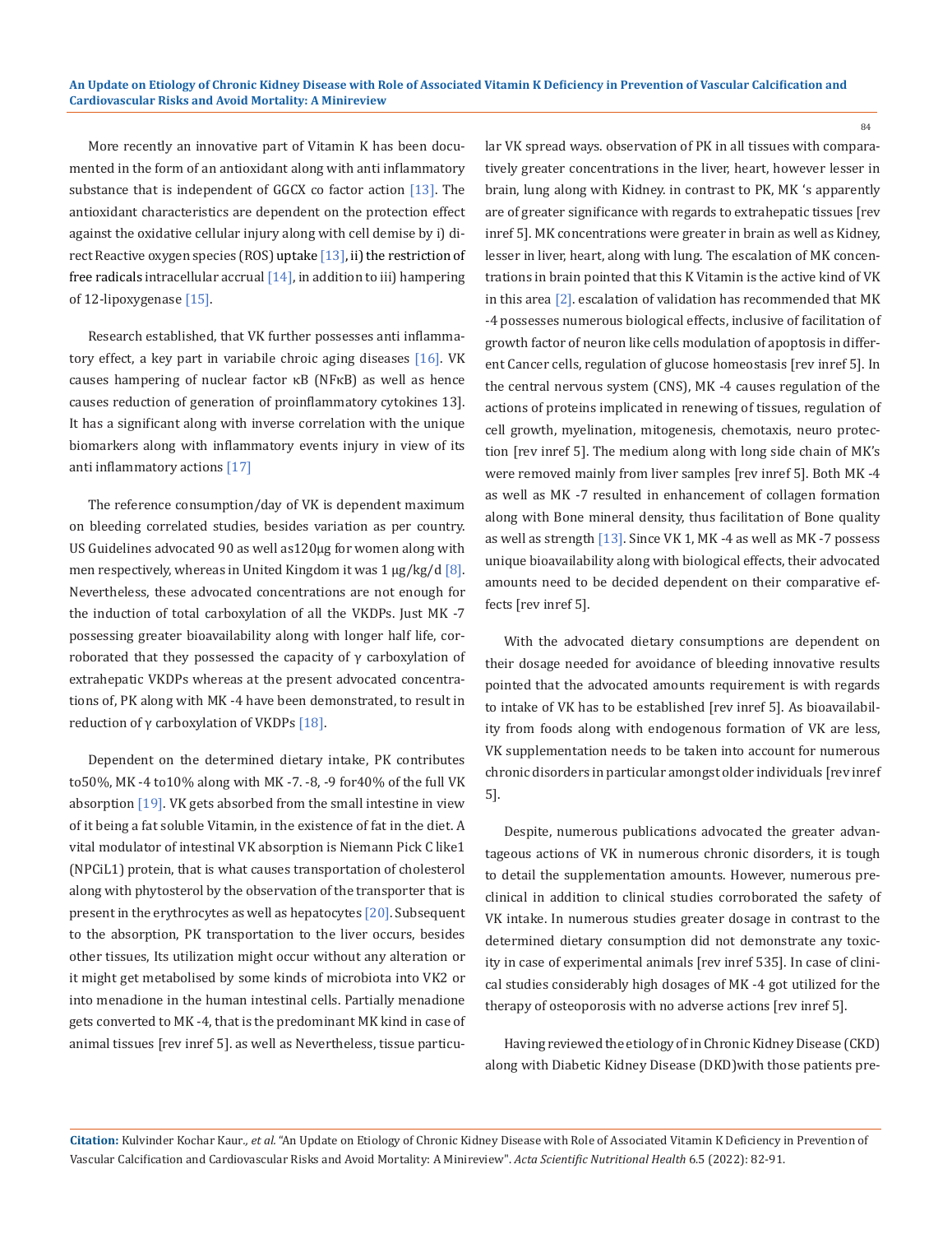More recently an innovative part of Vitamin K has been documented in the form of an antioxidant along with anti inflammatory substance that is independent of GGCX co factor action [13]. The antioxidant characteristics are dependent on the protection effect against the oxidative cellular injury along with cell demise by i) direct Reactive oxygen species (ROS) uptake [13], ii) the restriction of free radicals intracellular accrual [14], in addition to iii) hampering of 12-lipoxygenase [15].

Research established, that VK further possesses anti inflammatory effect, a key part in variabile chroic aging diseases [16]. VK causes hampering of nuclear factor κB (NFκB) as well as hence causes reduction of generation of proinflammatory cytokines 13]. It has a significant along with inverse correlation with the unique biomarkers along with inflammatory events injury in view of its anti inflammatory actions [17]

The reference consumption/day of VK is dependent maximum on bleeding correlated studies, besides variation as per country. US Guidelines advocated 90 as well as120µg for women along with men respectively, whereas in United Kingdom it was 1 µg/kg/d [8]. Nevertheless, these advocated concentrations are not enough for the induction of total carboxylation of all the VKDPs. Just MK -7 possessing greater bioavailability along with longer half life, corroborated that they possessed the capacity of γ carboxylation of extrahepatic VKDPs whereas at the present advocated concentrations of, PK along with MK -4 have been demonstrated, to result in reduction of γ carboxylation of VKDPs [18].

Dependent on the determined dietary intake, PK contributes to50%, MK -4 to10% along with MK -7. -8, -9 for40% of the full VK absorption [19]. VK gets absorbed from the small intestine in view of it being a fat soluble Vitamin, in the existence of fat in the diet. A vital modulator of intestinal VK absorption is Niemann Pick C like1 (NPCiL1) protein, that is what causes transportation of cholesterol along with phytosterol by the observation of the transporter that is present in the erythrocytes as well as hepatocytes [20]. Subsequent to the absorption, PK transportation to the liver occurs, besides other tissues, Its utilization might occur without any alteration or it might get metabolised by some kinds of microbiota into VK2 or into menadione in the human intestinal cells. Partially menadione gets converted to MK -4, that is the predominant MK kind in case of animal tissues [rev inref 5]. as well as Nevertheless, tissue particular VK spread ways. observation of PK in all tissues with comparatively greater concentrations in the liver, heart, however lesser in brain, lung along with Kidney. in contrast to PK, MK 's apparently are of greater significance with regards to extrahepatic tissues [rev inref 5]. MK concentrations were greater in brain as well as Kidney, lesser in liver, heart, along with lung. The escalation of MK concentrations in brain pointed that this K Vitamin is the active kind of VK in this area [2]. escalation of validation has recommended that MK -4 possesses numerous biological effects, inclusive of facilitation of growth factor of neuron like cells modulation of apoptosis in different Cancer cells, regulation of glucose homeostasis [rev inref 5]. In the central nervous system (CNS), MK -4 causes regulation of the actions of proteins implicated in renewing of tissues, regulation of cell growth, myelination, mitogenesis, chemotaxis, neuro protection [rev inref 5]. The medium along with long side chain of MK's were removed mainly from liver samples [rev inref 5]. Both MK -4 as well as MK -7 resulted in enhancement of collagen formation along with Bone mineral density, thus facilitation of Bone quality as well as strength [13]. Since VK 1, MK -4 as well as MK -7 possess unique bioavailability along with biological effects, their advocated amounts need to be decided dependent on their comparative effects [rev inref 5].

With the advocated dietary consumptions are dependent on their dosage needed for avoidance of bleeding innovative results pointed that the advocated amounts requirement is with regards to intake of VK has to be established [rev inref 5]. As bioavailability from foods along with endogenous formation of VK are less, VK supplementation needs to be taken into account for numerous chronic disorders in particular amongst older individuals [rev inref 5].

Despite, numerous publications advocated the greater advantageous actions of VK in numerous chronic disorders, it is tough to detail the supplementation amounts. However, numerous preclinical in addition to clinical studies corroborated the safety of VK intake. In numerous studies greater dosage in contrast to the determined dietary consumption did not demonstrate any toxicity in case of experimental animals [rev inref 535]. In case of clinical studies considerably high dosages of MK -4 got utilized for the therapy of osteoporosis with no adverse actions [rev inref 5].

Having reviewed the etiology of in Chronic Kidney Disease (CKD) along with Diabetic Kidney Disease (DKD)with those patients pre-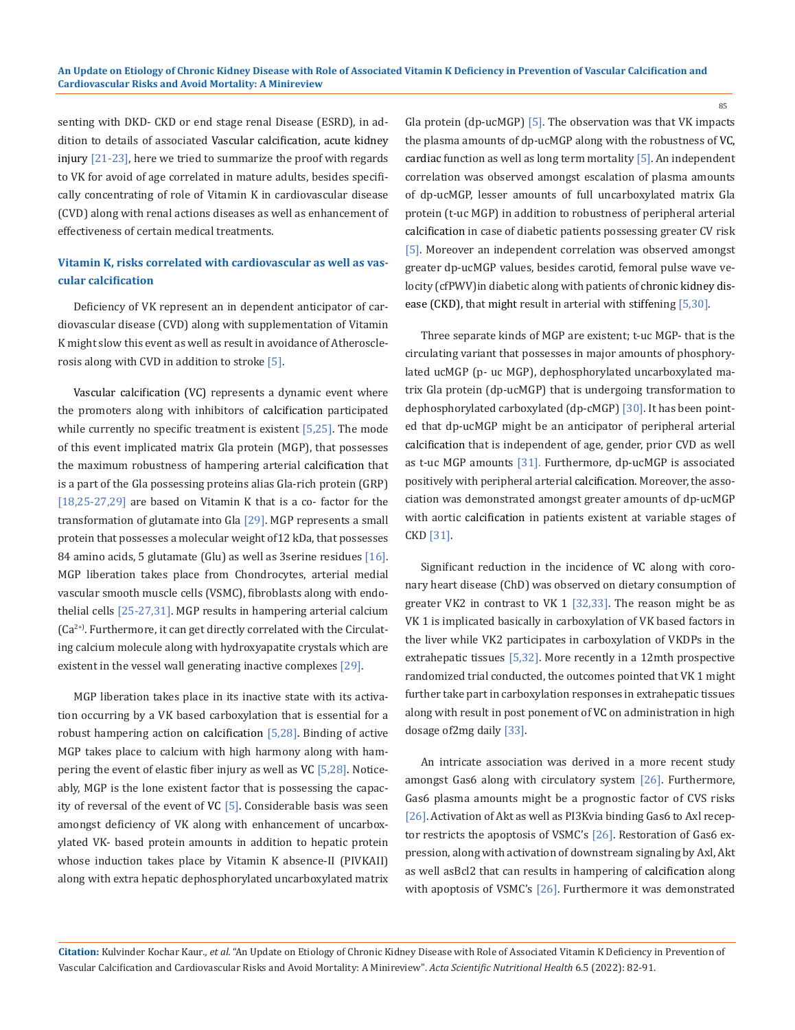senting with DKD- CKD or end stage renal Disease (ESRD), in addition to details of associated Vascular calcification, acute kidney injury [21-23], here we tried to summarize the proof with regards to VK for avoid of age correlated in mature adults, besides specifically concentrating of role of Vitamin K in cardiovascular disease (CVD) along with renal actions diseases as well as enhancement of effectiveness of certain medical treatments.

## Vitamin K, risks correlated with cardiovascular as well as vascular calcification

Deficiency of VK represent an in dependent anticipator of cardiovascular disease (CVD) along with supplementation of Vitamin K might slow this event as well as result in avoidance of Atherosclerosis along with CVD in addition to stroke [5].

Vascular calcification (VC) represents a dynamic event where the promoters along with inhibitors of calcification participated while currently no specific treatment is existent [5,25]. The mode of this event implicated matrix Gla protein (MGP), that possesses the maximum robustness of hampering arterial calcification that is a part of the Gla possessing proteins alias Gla-rich protein (GRP) [18,25-27,29] are based on Vitamin K that is a co- factor for the transformation of glutamate into Gla [29]. MGP represents a small protein that possesses a molecular weight of12 kDa, that possesses 84 amino acids, 5 glutamate (Glu) as well as 3serine residues [16]. MGP liberation takes place from Chondrocytes, arterial medial vascular smooth muscle cells (VSMC), fibroblasts along with endothelial cells [25-27,31]. MGP results in hampering arterial calcium ($Ca^{2+}$). Furthermore, it can get directly correlated with the Circulating calcium molecule along with hydroxyapatite crystals which are existent in the vessel wall generating inactive complexes [29].

MGP liberation takes place in its inactive state with its activation occurring by a VK based carboxylation that is essential for a robust hampering action on calcification [5,28]. Binding of active MGP takes place to calcium with high harmony along with hampering the event of elastic fiber injury as well as VC [5,28]. Noticeably, MGP is the lone existent factor that is possessing the capacity of reversal of the event of VC [5]. Considerable basis was seen amongst deficiency of VK along with enhancement of uncarboxylated VK- based protein amounts in addition to hepatic protein whose induction takes place by Vitamin K absence-II (PIVKAII) along with extra hepatic dephosphorylated uncarboxylated matrix Gla protein (dp-ucMGP) [5]. The observation was that VK impacts the plasma amounts of dp-ucMGP along with the robustness of VC, cardiac function as well as long term mortality [5]. An independent correlation was observed amongst escalation of plasma amounts of dp-ucMGP, lesser amounts of full uncarboxylated matrix Gla protein (t-uc MGP) in addition to robustness of peripheral arterial calcification in case of diabetic patients possessing greater CV risk [5]. Moreover an independent correlation was observed amongst greater dp-ucMGP values, besides carotid, femoral pulse wave velocity (cfPWV)in diabetic along with patients of chronic kidney disease (CKD), that might result in arterial with stiffening [5,30].

Three separate kinds of MGP are existent; t-uc MGP- that is the circulating variant that possesses in major amounts of phosphorylated ucMGP (p- uc MGP), dephosphorylated uncarboxylated matrix Gla protein (dp-ucMGP) that is undergoing transformation to dephosphorylated carboxylated (dp-cMGP) [30]. It has been pointed that dp-ucMGP might be an anticipator of peripheral arterial calcification that is independent of age, gender, prior CVD as well as t-uc MGP amounts [31]. Furthermore, dp-ucMGP is associated positively with peripheral arterial calcification. Moreover, the association was demonstrated amongst greater amounts of dp-ucMGP with aortic calcification in patients existent at variable stages of CKD [31].

Significant reduction in the incidence of VC along with coronary heart disease (ChD) was observed on dietary consumption of greater VK2 in contrast to VK 1 [32,33]. The reason might be as VK 1 is implicated basically in carboxylation of VK based factors in the liver while VK2 participates in carboxylation of VKDPs in the extrahepatic tissues [5,32]. More recently in a 12mth prospective randomized trial conducted, the outcomes pointed that VK 1 might further take part in carboxylation responses in extrahepatic tissues along with result in post ponement of VC on administration in high dosage of2mg daily [33].

An intricate association was derived in a more recent study amongst Gas6 along with circulatory system [26]. Furthermore, Gas6 plasma amounts might be a prognostic factor of CVS risks [26]. Activation of Akt as well as PI3Kvia binding Gas6 to Axl receptor restricts the apoptosis of VSMC's [26]. Restoration of Gas6 expression, along with activation of downstream signaling by Axl, Akt as well asBcl2 that can results in hampering of calcification along with apoptosis of VSMC's [26]. Furthermore it was demonstrated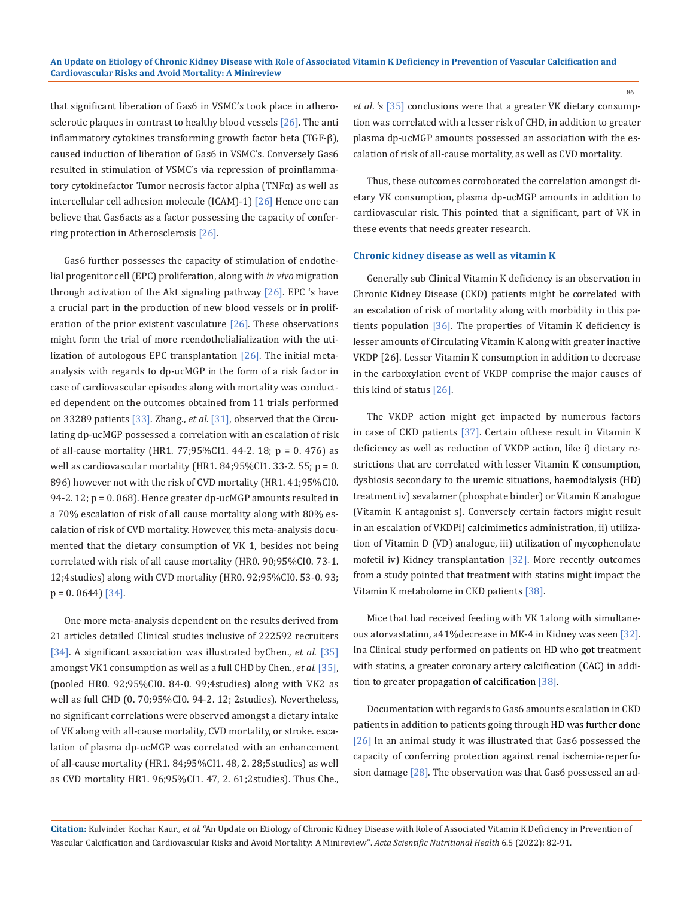that significant liberation of Gas6 in VSMC's took place in atherosclerotic plaques in contrast to healthy blood vessels [26]. The anti inflammatory cytokines transforming growth factor beta (TGF-β), caused induction of liberation of Gas6 in VSMC's. Conversely Gas6 resulted in stimulation of VSMC's via repression of proinflammatory cytokinefactor Tumor necrosis factor alpha (TNFα) as well as intercellular cell adhesion molecule (ICAM)-1) [26] Hence one can believe that Gas6acts as a factor possessing the capacity of conferring protection in Atherosclerosis [26].

Gas6 further possesses the capacity of stimulation of endothelial progenitor cell (EPC) proliferation, along with *in vivo* migration through activation of the Akt signaling pathway [26]. EPC 's have a crucial part in the production of new blood vessels or in proliferation of the prior existent vasculature [26]. These observations might form the trial of more reendothelialization with the utilization of autologous EPC transplantation [26]. The initial meta-analysis with regards to dp-ucMGP in the form of a risk factor in case of cardiovascular episodes along with mortality was conducted dependent on the outcomes obtained from 11 trials performed on 33289 patients [33]. Zhang., *et al.* [31], observed that the Circulating dp-ucMGP possessed a correlation with an escalation of risk of all-cause mortality (HR1. 77;95%CI1. 44-2. 18; p = 0. 476) as well as cardiovascular mortality (HR1. 84;95%CI1. 33-2. 55; p = 0. 896) however not with the risk of CVD mortality (HR1. 41;95%CI0. 94-2. 12; p = 0. 068). Hence greater dp-ucMGP amounts resulted in a 70% escalation of risk of all cause mortality along with 80% escalation of risk of CVD mortality. However, this meta-analysis documented that the dietary consumption of VK 1, besides not being correlated with risk of all cause mortality (HR0. 90;95%CI0. 73-1. 12;4studies) along with CVD mortality (HR0. 92;95%CI0. 53-0. 93; p = 0. 0644) [34].

One more meta-analysis dependent on the results derived from 21 articles detailed Clinical studies inclusive of 222592 recruiters [34]. A significant association was illustrated byChen., *et al.* [35] amongst VK1 consumption as well as a full CHD by Chen., *et al.* [35], (pooled HR0. 92;95%CI0. 84-0. 99;4studies) along with VK2 as well as full CHD (0. 70;95%CI0. 94-2. 12; 2studies). Nevertheless, no significant correlations were observed amongst a dietary intake of VK along with all-cause mortality, CVD mortality, or stroke. escalation of plasma dp-ucMGP was correlated with an enhancement of all-cause mortality (HR1. 84;95%CI1. 48, 2. 28;5studies) as well as CVD mortality HR1. 96;95%CI1. 47, 2. 61;2studies). Thus Che., *et al.* 's [35] conclusions were that a greater VK dietary consumption was correlated with a lesser risk of CHD, in addition to greater plasma dp-ucMGP amounts possessed an association with the escalation of risk of all-cause mortality, as well as CVD mortality.

Thus, these outcomes corroborated the correlation amongst dietary VK consumption, plasma dp-ucMGP amounts in addition to cardiovascular risk. This pointed that a significant, part of VK in these events that needs greater research.

### Chronic kidney disease as well as vitamin K

Generally sub Clinical Vitamin K deficiency is an observation in Chronic Kidney Disease (CKD) patients might be correlated with an escalation of risk of mortality along with morbidity in this patients population [36]. The properties of Vitamin K deficiency is lesser amounts of Circulating Vitamin K along with greater inactive VKDP [26]. Lesser Vitamin K consumption in addition to decrease in the carboxylation event of VKDP comprise the major causes of this kind of status [26].

The VKDP action might get impacted by numerous factors in case of CKD patients [37]. Certain ofthese result in Vitamin K deficiency as well as reduction of VKDP action, like i) dietary restrictions that are correlated with lesser Vitamin K consumption, dysbiosis secondary to the uremic situations, haemodialysis (HD) treatment iv) sevalamer (phosphate binder) or Vitamin K analogue (Vitamin K antagonist s). Conversely certain factors might result in an escalation of VKDPi) calcimimetics administration, ii) utilization of Vitamin D (VD) analogue, iii) utilization of mycophenolate mofetil iv) Kidney transplantation [32]. More recently outcomes from a study pointed that treatment with statins might impact the Vitamin K metabolome in CKD patients [38].

Mice that had received feeding with VK 1along with simultaneous atorvastatinn, a41%decrease in MK-4 in Kidney was seen [32]. Ina Clinical study performed on patients on HD who got treatment with statins, a greater coronary artery calcification (CAC) in addition to greater propagation of calcification [38].

Documentation with regards to Gas6 amounts escalation in CKD patients in addition to patients going through HD was further done [26] In an animal study it was illustrated that Gas6 possessed the capacity of conferring protection against renal ischemia-reperfusion damage [28]. The observation was that Gas6 possessed an ad-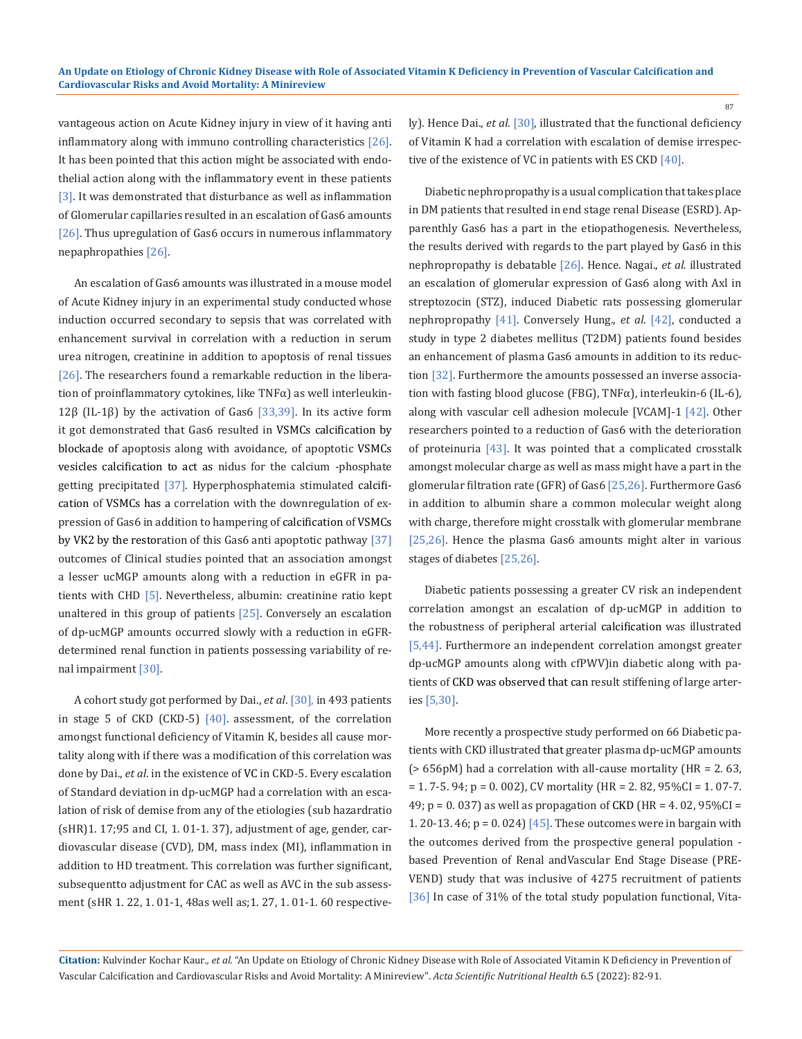vantageous action on Acute Kidney injury in view of it having anti inflammatory along with immuno controlling characteristics [26]. It has been pointed that this action might be associated with endothelial action along with the inflammatory event in these patients [3]. It was demonstrated that disturbance as well as inflammation of Glomerular capillaries resulted in an escalation of Gas6 amounts [26]. Thus upregulation of Gas6 occurs in numerous inflammatory nepaphropathies [26].

An escalation of Gas6 amounts was illustrated in a mouse model of Acute Kidney injury in an experimental study conducted whose induction occurred secondary to sepsis that was correlated with enhancement survival in correlation with a reduction in serum urea nitrogen, creatinine in addition to apoptosis of renal tissues [26]. The researchers found a remarkable reduction in the liberation of proinflammatory cytokines, like TNFα) as well interleukin-12β (IL-1β) by the activation of Gas6 [33,39]. In its active form it got demonstrated that Gas6 resulted in VSMCs calcification by blockade of apoptosis along with avoidance, of apoptotic VSMCs vesicles calcification to act as nidus for the calcium -phosphate getting precipitated [37]. Hyperphosphatemia stimulated calcification of VSMCs has a correlation with the downregulation of expression of Gas6 in addition to hampering of calcification of VSMCs by VK2 by the restoration of this Gas6 anti apoptotic pathway [37] outcomes of Clinical studies pointed that an association amongst a lesser ucMGP amounts along with a reduction in eGFR in patients with CHD [5]. Nevertheless, albumin: creatinine ratio kept unaltered in this group of patients [25]. Conversely an escalation of dp-ucMGP amounts occurred slowly with a reduction in eGFR-determined renal function in patients possessing variability of renal impairment [30].

A cohort study got performed by Dai., *et al*. [30], in 493 patients in stage 5 of CKD (CKD-5) [40]. assessment, of the correlation amongst functional deficiency of Vitamin K, besides all cause mortality along with if there was a modification of this correlation was done by Dai., *et al*. in the existence of VC in CKD-5. Every escalation of Standard deviation in dp-ucMGP had a correlation with an escalation of risk of demise from any of the etiologies (sub hazardratio (sHR)1. 17;95 and CI, 1. 01-1. 37), adjustment of age, gender, cardiovascular disease (CVD), DM, mass index (MI), inflammation in addition to HD treatment. This correlation was further significant, subsequentto adjustment for CAC as well as AVC in the sub assessment (sHR 1. 22, 1. 01-1, 48as well as;1. 27, 1. 01-1. 60 respectively). Hence Dai., *et al*. [30], illustrated that the functional deficiency of Vitamin K had a correlation with escalation of demise irrespective of the existence of VC in patients with ES CKD [40].

Diabetic nephropropathy is a usual complication that takes place in DM patients that resulted in end stage renal Disease (ESRD). Apparenthly Gas6 has a part in the etiopathogenesis. Nevertheless, the results derived with regards to the part played by Gas6 in this nephropropathy is debatable [26]. Hence. Nagai., *et al.* illustrated an escalation of glomerular expression of Gas6 along with Axl in streptozocin (STZ), induced Diabetic rats possessing glomerular nephropropathy [41]. Conversely Hung., *et al*. [42], conducted a study in type 2 diabetes mellitus (T2DM) patients found besides an enhancement of plasma Gas6 amounts in addition to its reduction [32]. Furthermore the amounts possessed an inverse association with fasting blood glucose (FBG), TNFα), interleukin-6 (IL-6), along with vascular cell adhesion molecule [VCAM]-1 [42]. Other researchers pointed to a reduction of Gas6 with the deterioration of proteinuria [43]. It was pointed that a complicated crosstalk amongst molecular charge as well as mass might have a part in the glomerular filtration rate (GFR) of Gas6 [25,26]. Furthermore Gas6 in addition to albumin share a common molecular weight along with charge, therefore might crosstalk with glomerular membrane [25,26]. Hence the plasma Gas6 amounts might alter in various stages of diabetes [25,26].

Diabetic patients possessing a greater CV risk an independent correlation amongst an escalation of dp-ucMGP in addition to the robustness of peripheral arterial calcification was illustrated [5,44]. Furthermore an independent correlation amongst greater dp-ucMGP amounts along with cfPWV)in diabetic along with patients of CKD was observed that can result stiffening of large arteries [5,30].

More recently a prospective study performed on 66 Diabetic patients with CKD illustrated that greater plasma dp-ucMGP amounts (> 656pM) had a correlation with all-cause mortality (HR = 2. 63, = 1. 7-5. 94; p = 0. 002), CV mortality (HR = 2. 82, 95%CI = 1. 07-7. 49; p = 0. 037) as well as propagation of CKD (HR = 4. 02, 95%CI = 1. 20-13. 46; p = 0. 024) [45]. These outcomes were in bargain with the outcomes derived from the prospective general population - based Prevention of Renal andVascular End Stage Disease (PREVEND) study that was inclusive of 4275 recruitment of patients [36] In case of 31% of the total study population functional, Vita-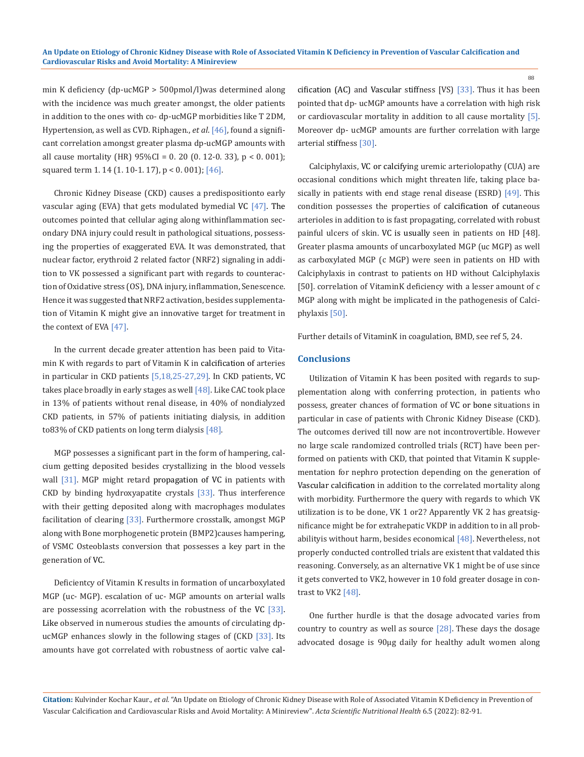min K deficiency (dp-ucMGP > 500pmol/l)was determined along with the incidence was much greater amongst, the older patients in addition to the ones with co- dp-ucMGP morbidities like T 2DM, Hypertension, as well as CVD. Riphagen., *et al*. [46], found a significant correlation amongst greater plasma dp-ucMGP amounts with all cause mortality (HR) 95%CI = 0. 20 (0. 12-0. 33), p < 0. 001); squared term 1. 14 (1. 10-1. 17), p < 0. 001); [46].

Chronic Kidney Disease (CKD) causes a predispositionto early vascular aging (EVA) that gets modulated bymedial VC [47]. The outcomes pointed that cellular aging along withinflammation secondary DNA injury could result in pathological situations, possessing the properties of exaggerated EVA. It was demonstrated, that nuclear factor, erythroid 2 related factor (NRF2) signaling in addition to VK possessed a significant part with regards to counteraction of Oxidative stress (OS), DNA injury, inflammation, Senescence. Hence it was suggested that NRF2 activation, besides supplementation of Vitamin K might give an innovative target for treatment in the context of EVA [47].

In the current decade greater attention has been paid to Vitamin K with regards to part of Vitamin K in calcification of arteries in particular in CKD patients [5,18,25-27,29]. In CKD patients, VC takes place broadly in early stages as well [48]. Like CAC took place in 13% of patients without renal disease, in 40% of nondialyzed CKD patients, in 57% of patients initiating dialysis, in addition to83% of CKD patients on long term dialysis [48].

MGP possesses a significant part in the form of hampering, calcium getting deposited besides crystallizing in the blood vessels wall [31]. MGP might retard propagation of VC in patients with CKD by binding hydroxyapatite crystals [33]. Thus interference with their getting deposited along with macrophages modulates facilitation of clearing [33]. Furthermore crosstalk, amongst MGP along with Bone morphogenetic protein (BMP2)causes hampering, of VSMC Osteoblasts conversion that possesses a key part in the generation of VC.

Deficientcy of Vitamin K results in formation of uncarboxylated MGP (uc- MGP). escalation of uc- MGP amounts on arterial walls are possessing acorrelation with the robustness of the VC [33]. Like observed in numerous studies the amounts of circulating dp-ucMGP enhances slowly in the following stages of (CKD [33]. Its amounts have got correlated with robustness of aortic valve calcification (AC) and Vascular stiffness [VS) [33]. Thus it has been pointed that dp- ucMGP amounts have a correlation with high risk or cardiovascular mortality in addition to all cause mortality [5]. Moreover dp- ucMGP amounts are further correlation with large arterial stiffness [30].

Calciphylaxis, VC or calcifying uremic arteriolopathy (CUA) are occasional conditions which might threaten life, taking place basically in patients with end stage renal disease (ESRD) [49]. This condition possesses the properties of calcification of cutaneous arterioles in addition to is fast propagating, correlated with robust painful ulcers of skin. VC is usually seen in patients on HD [48]. Greater plasma amounts of uncarboxylated MGP (uc MGP) as well as carboxylated MGP (c MGP) were seen in patients on HD with Calciphylaxis in contrast to patients on HD without Calciphylaxis [50]. correlation of VitaminK deficiency with a lesser amount of c MGP along with might be implicated in the pathogenesis of Calciphylaxis [50].

Further details of VitaminK in coagulation, BMD, see ref 5, 24.

## Conclusions

Utilization of Vitamin K has been posited with regards to supplementation along with conferring protection, in patients who possess, greater chances of formation of VC or bone situations in particular in case of patients with Chronic Kidney Disease (CKD). The outcomes derived till now are not incontrovertible. However no large scale randomized controlled trials (RCT) have been performed on patients with CKD, that pointed that Vitamin K supplementation for nephro protection depending on the generation of Vascular calcification in addition to the correlated mortality along with morbidity. Furthermore the query with regards to which VK utilization is to be done, VK 1 or2? Apparently VK 2 has greatsignificance might be for extrahepatic VKDP in addition to in all probabilityis without harm, besides economical [48]. Nevertheless, not properly conducted controlled trials are existent that valdated this reasoning. Conversely, as an alternative VK 1 might be of use since it gets converted to VK2, however in 10 fold greater dosage in contrast to VK2 [48].

One further hurdle is that the dosage advocated varies from country to country as well as source [28]. These days the dosage advocated dosage is 90μg daily for healthy adult women along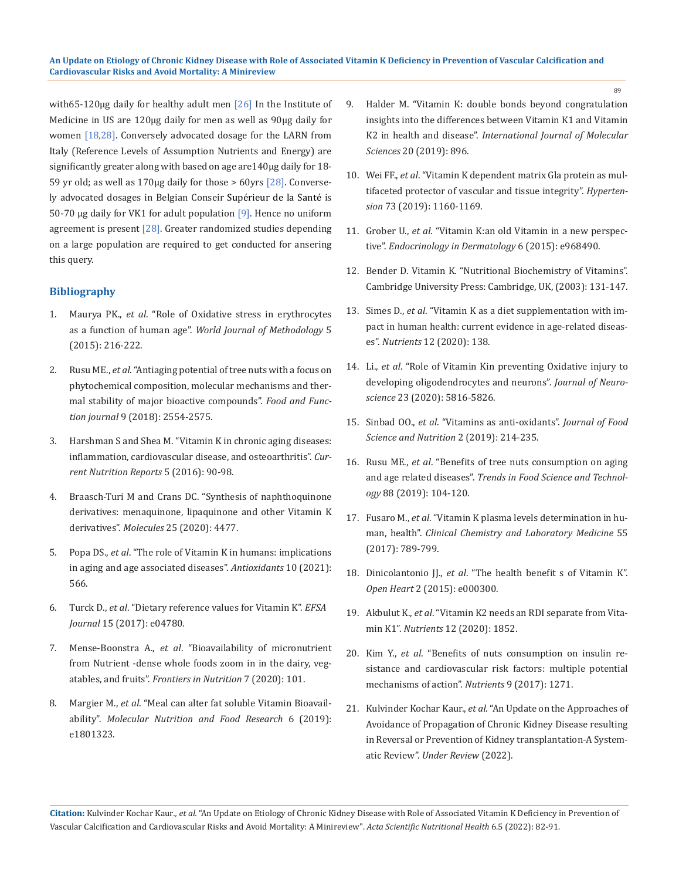with65-120μg daily for healthy adult men [26] In the Institute of Medicine in US are 120μg daily for men as well as 90μg daily for women [18,28]. Conversely advocated dosage for the LARN from Italy (Reference Levels of Assumption Nutrients and Energy) are significantly greater along with based on age are140μg daily for 18-59 yr old; as well as 170μg daily for those > 60yrs [28]. Conversely advocated dosages in Belgian Conseir Supérieur de la Santé is 50-70 μg daily for VK1 for adult population [9]. Hence no uniform agreement is present [28]. Greater randomized studies depending on a large population are required to get conducted for ansering this query.

## Bibliography

1. Maurya PK., *et al*. "Role of Oxidative stress in erythrocytes as a function of human age". *World Journal of Methodology* 5 (2015): 216-222.
2. Rusu ME., *et al*. "Antiaging potential of tree nuts with a focus on phytochemical composition, molecular mechanisms and thermal stability of major bioactive compounds". *Food and Function journal* 9 (2018): 2554-2575.
3. Harshman S and Shea M. "Vitamin K in chronic aging diseases: inflammation, cardiovascular disease, and osteoarthritis". *Current Nutrition Reports* 5 (2016): 90-98.
4. Braasch-Turi M and Crans DC. "Synthesis of naphthoquinone derivatives: menaquinone, lipaquinone and other Vitamin K derivatives". *Molecules* 25 (2020): 4477.
5. Popa DS., *et al*. "The role of Vitamin K in humans: implications in aging and age associated diseases". *Antioxidants* 10 (2021): 566.
6. Turck D., *et al*. "Dietary reference values for Vitamin K". *EFSA Journal* 15 (2017): e04780.
7. Mense-Boonstra A., *et al*. "Bioavailability of micronutrient from Nutrient -dense whole foods zoom in in the dairy, vegatables, and fruits". *Frontiers in Nutrition* 7 (2020): 101.
8. Margier M., *et al*. "Meal can alter fat soluble Vitamin Bioavailability". *Molecular Nutrition and Food Research* 6 (2019): e1801323.
9. Halder M. "Vitamin K: double bonds beyond congratulation insights into the differences between Vitamin K1 and Vitamin K2 in health and disease". *International Journal of Molecular Sciences* 20 (2019): 896.
10. Wei FF., *et al*. "Vitamin K dependent matrix Gla protein as multifaceted protector of vascular and tissue integrity". *Hypertension* 73 (2019): 1160-1169.
11. Grober U., *et al*. "Vitamin K:an old Vitamin in a new perspective". *Endocrinology in Dermatology* 6 (2015): e968490.
12. Bender D. Vitamin K. "Nutritional Biochemistry of Vitamins". Cambridge University Press: Cambridge, UK, (2003): 131-147.
13. Simes D., *et al*. "Vitamin K as a diet supplementation with impact in human health: current evidence in age-related diseases". *Nutrients* 12 (2020): 138.
14. Li., *et al*. "Role of Vitamin Kin preventing Oxidative injury to developing oligodendrocytes and neurons". *Journal of Neuroscience* 23 (2020): 5816-5826.
15. Sinbad OO., *et al*. "Vitamins as anti-oxidants". *Journal of Food Science and Nutrition* 2 (2019): 214-235.
16. Rusu ME., *et al*. "Benefits of tree nuts consumption on aging and age related diseases". *Trends in Food Science and Technology* 88 (2019): 104-120.
17. Fusaro M., *et al*. "Vitamin K plasma levels determination in human, health". *Clinical Chemistry and Laboratory Medicine* 55 (2017): 789-799.
18. Dinicolantonio JJ., *et al*. "The health benefit s of Vitamin K". *Open Heart* 2 (2015): e000300.
19. Akbulut K., *et al*. "Vitamin K2 needs an RDI separate from Vitamin K1". *Nutrients* 12 (2020): 1852.
20. Kim Y., *et al*. "Benefits of nuts consumption on insulin resistance and cardiovascular risk factors: multiple potential mechanisms of action". *Nutrients* 9 (2017): 1271.
21. Kulvinder Kochar Kaur., *et al*. "An Update on the Approaches of Avoidance of Propagation of Chronic Kidney Disease resulting in Reversal or Prevention of Kidney transplantation-A Systematic Review". *Under Review* (2022).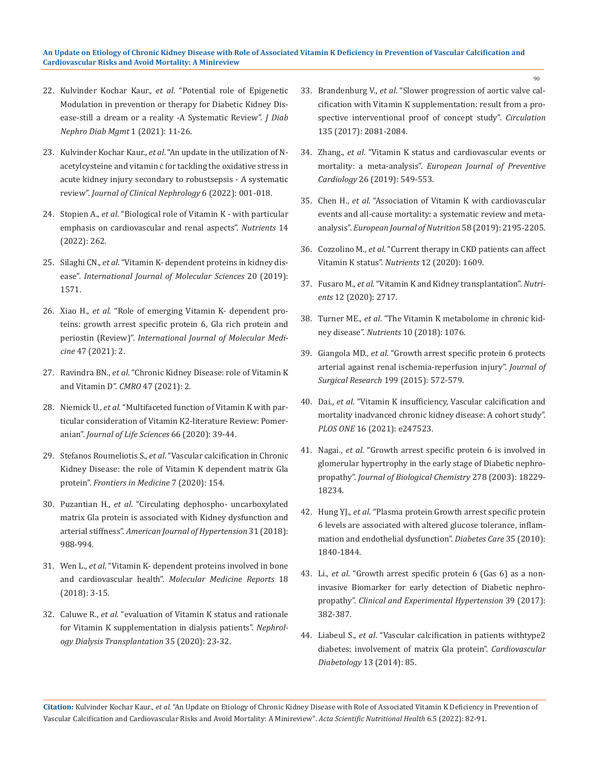22. Kulvinder Kochar Kaur., *et al*. "Potential role of Epigenetic Modulation in prevention or therapy for Diabetic Kidney Disease-still a dream or a reality -A Systematic Review". *J Diab Nephro Diab Mgmt* 1 (2021): 11-26.

23. Kulvinder Kochar Kaur., *et al*. "An update in the utilization of N-acetylcysteine and vitamin c for tackling the oxidative stress in acute kidney injury secondary to robustsepsis - A systematic review". *Journal of Clinical Nephrology* 6 (2022): 001-018.

24. Stopien A., *et al*. "Biological role of Vitamin K - with particular emphasis on cardiovascular and renal aspects". *Nutrients* 14 (2022): 262.

25. Silaghi CN., *et al*. "Vitamin K- dependent proteins in kidney disease". *International Journal of Molecular Sciences* 20 (2019): 1571.

26. Xiao H., *et al*. "Role of emerging Vitamin K- dependent proteins: growth arrest specific protein 6, Gla rich protein and periostin (Review)". *International Journal of Molecular Medicine* 47 (2021): 2.

27. Ravindra BN., *et al*. "Chronic Kidney Disease: role of Vitamin K and Vitamin D". *CMRO* 47 (2021): 2.

28. Niemick U., *et al*. "Multifaceted function of Vitamin K with particular consideration of Vitamin K2-literature Review: Pomeranian". *Journal of Life Sciences* 66 (2020): 39-44.

29. Stefanos Roumeliotis S., *et al*. "Vascular calcification in Chronic Kidney Disease: the role of Vitamin K dependent matrix Gla protein". *Frontiers in Medicine* 7 (2020): 154.

30. Puzantian H., *et al*. "Circulating dephospho- uncarboxylated matrix Gla protein is associated with Kidney dysfunction and arterial stiffness". *American Journal of Hypertension* 31 (2018): 988-994.

31. Wen L., *et al*. "Vitamin K- dependent proteins involved in bone and cardiovascular health". *Molecular Medicine Reports* 18 (2018): 3-15.

32. Caluwe R., *et al*. "evaluation of Vitamin K status and rationale for Vitamin K supplementation in dialysis patients". *Nephrology Dialysis Transplantation* 35 (2020): 23-32.

33. Brandenburg V., *et al*. "Slower progression of aortic valve calcification with Vitamin K supplementation: result from a prospective interventional proof of concept study". *Circulation* 135 (2017): 2081-2084.

34. Zhang., *et al*. "Vitamin K status and cardiovascular events or mortality: a meta-analysis". *European Journal of Preventive Cardiology* 26 (2019): 549-553.

35. Chen H., *et al*. "Association of Vitamin K with cardiovascular events and all-cause mortality: a systematic review and meta-analysis". *European Journal of Nutrition* 58 (2019): 2195-2205.

36. Cozzolino M., *et al*. "Current therapy in CKD patients can affect Vitamin K status". *Nutrients* 12 (2020): 1609.

37. Fusaro M., *et al*. "Vitamin K and Kidney transplantation". *Nutrients* 12 (2020): 2717.

38. Turner ME., *et al*. "The Vitamin K metabolome in chronic kidney disease". *Nutrients* 10 (2018): 1076.

39. Giangola MD., *et al*. "Growth arrest specific protein 6 protects arterial against renal ischemia-reperfusion injury". *Journal of Surgical Research* 199 (2015): 572-579.

40. Dai., *et al*. "Vitamin K insufficiency, Vascular calcification and mortality inadvanced chronic kidney disease: A cohort study". *PLOS ONE* 16 (2021): e247523.

41. Nagai., *et al*. "Growth arrest specific protein 6 is involved in glomerular hypertrophy in the early stage of Diabetic nephropropathy". *Journal of Biological Chemistry* 278 (2003): 18229-18234.

42. Hung YJ., *et al*. "Plasma protein Growth arrest specific protein 6 levels are associated with altered glucose tolerance, inflammation and endothelial dysfunction". *Diabetes Care* 35 (2010): 1840-1844.

43. Li., *et al*. "Growth arrest specific protein 6 (Gas 6) as a non-invasive Biomarker for early detection of Diabetic nephropropathy". *Clinical and Experimental Hypertension* 39 (2017): 382-387.

44. Liabeul S., *et al*. "Vascular calcification in patients withtype2 diabetes: involvement of matrix Gla protein". *Cardiovascular Diabetology* 13 (2014): 85.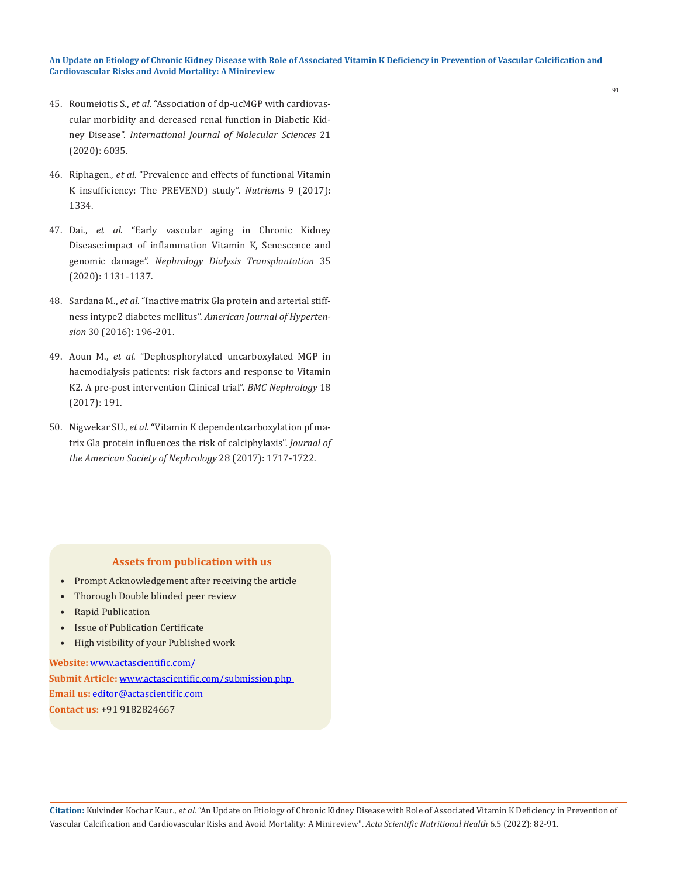45. Roumeiotis S., *et al*. "Association of dp-ucMGP with cardiovascular morbidity and dereased renal function in Diabetic Kidney Disease". *International Journal of Molecular Sciences* 21 (2020): 6035.

46. Riphagen., *et al*. "Prevalence and effects of functional Vitamin K insufficiency: The PREVEND) study". *Nutrients* 9 (2017): 1334.

47. Dai., *et al*. "Early vascular aging in Chronic Kidney Disease:impact of inflammation Vitamin K, Senescence and genomic damage". *Nephrology Dialysis Transplantation* 35 (2020): 1131-1137.

48. Sardana M., *et al*. "Inactive matrix Gla protein and arterial stiffness intype2 diabetes mellitus". *American Journal of Hypertension* 30 (2016): 196-201.

49. Aoun M., *et al*. "Dephosphorylated uncarboxylated MGP in haemodialysis patients: risk factors and response to Vitamin K2. A pre-post intervention Clinical trial". *BMC Nephrology* 18 (2017): 191.

50. Nigwekar SU., *et al*. "Vitamin K dependentcarboxylation pf matrix Gla protein influences the risk of calciphylaxis". *Journal of the American Society of Nephrology* 28 (2017): 1717-1722.

**Assets from publication with us**

- Prompt Acknowledgement after receiving the article
- Thorough Double blinded peer review
- Rapid Publication
- Issue of Publication Certificate
- High visibility of your Published work

**Website:** www.actascientific.com/
**Submit Article:** www.actascientific.com/submission.php
**Email us:** editor@actascientific.com
**Contact us:** +91 9182824667

**Citation:** Kulvinder Kochar Kaur., *et al*. "An Update on Etiology of Chronic Kidney Disease with Role of Associated Vitamin K Deficiency in Prevention of Vascular Calcification and Cardiovascular Risks and Avoid Mortality: A Minireview". *Acta Scientific Nutritional Health* 6.5 (2022): 82-91.